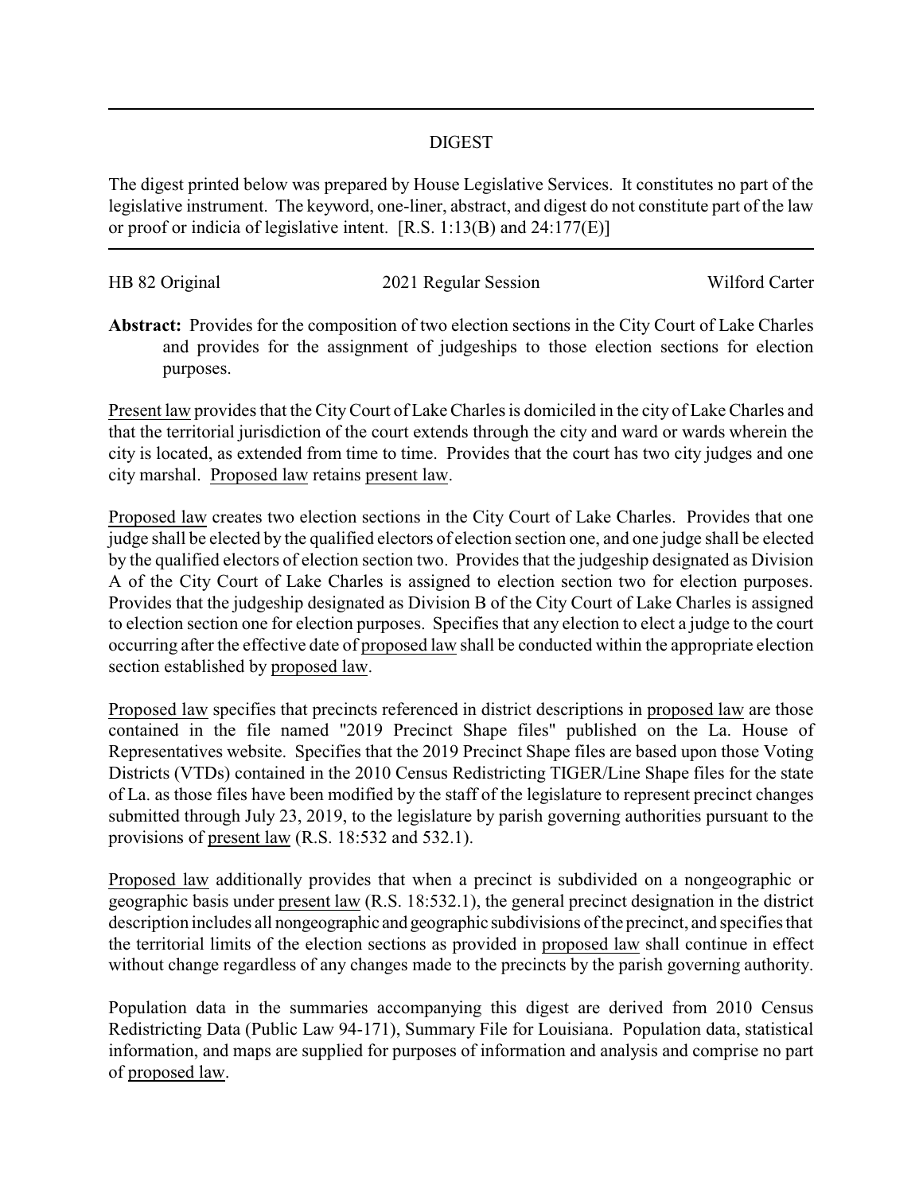# DIGEST

The digest printed below was prepared by House Legislative Services. It constitutes no part of the legislative instrument. The keyword, one-liner, abstract, and digest do not constitute part of the law or proof or indicia of legislative intent. [R.S. 1:13(B) and 24:177(E)]

HB 82 Original | 2021 Regular Session | Wilford Carter

**Abstract:** Provides for the composition of two election sections in the City Court of Lake Charles and provides for the assignment of judgeships to those election sections for election purposes.

Present law provides that the City Court of Lake Charles is domiciled in the city of Lake Charles and that the territorial jurisdiction of the court extends through the city and ward or wards wherein the city is located, as extended from time to time. Provides that the court has two city judges and one city marshal. Proposed law retains present law.

Proposed law creates two election sections in the City Court of Lake Charles. Provides that one judge shall be elected by the qualified electors of election section one, and one judge shall be elected by the qualified electors of election section two. Provides that the judgeship designated as Division A of the City Court of Lake Charles is assigned to election section two for election purposes. Provides that the judgeship designated as Division B of the City Court of Lake Charles is assigned to election section one for election purposes. Specifies that any election to elect a judge to the court occurring after the effective date of proposed law shall be conducted within the appropriate election section established by proposed law.

Proposed law specifies that precincts referenced in district descriptions in proposed law are those contained in the file named "2019 Precinct Shape files" published on the La. House of Representatives website. Specifies that the 2019 Precinct Shape files are based upon those Voting Districts (VTDs) contained in the 2010 Census Redistricting TIGER/Line Shape files for the state of La. as those files have been modified by the staff of the legislature to represent precinct changes submitted through July 23, 2019, to the legislature by parish governing authorities pursuant to the provisions of present law (R.S. 18:532 and 532.1).

Proposed law additionally provides that when a precinct is subdivided on a nongeographic or geographic basis under present law (R.S. 18:532.1), the general precinct designation in the district description includes all nongeographic and geographic subdivisions of the precinct, and specifies that the territorial limits of the election sections as provided in proposed law shall continue in effect without change regardless of any changes made to the precincts by the parish governing authority.

Population data in the summaries accompanying this digest are derived from 2010 Census Redistricting Data (Public Law 94-171), Summary File for Louisiana. Population data, statistical information, and maps are supplied for purposes of information and analysis and comprise no part of proposed law.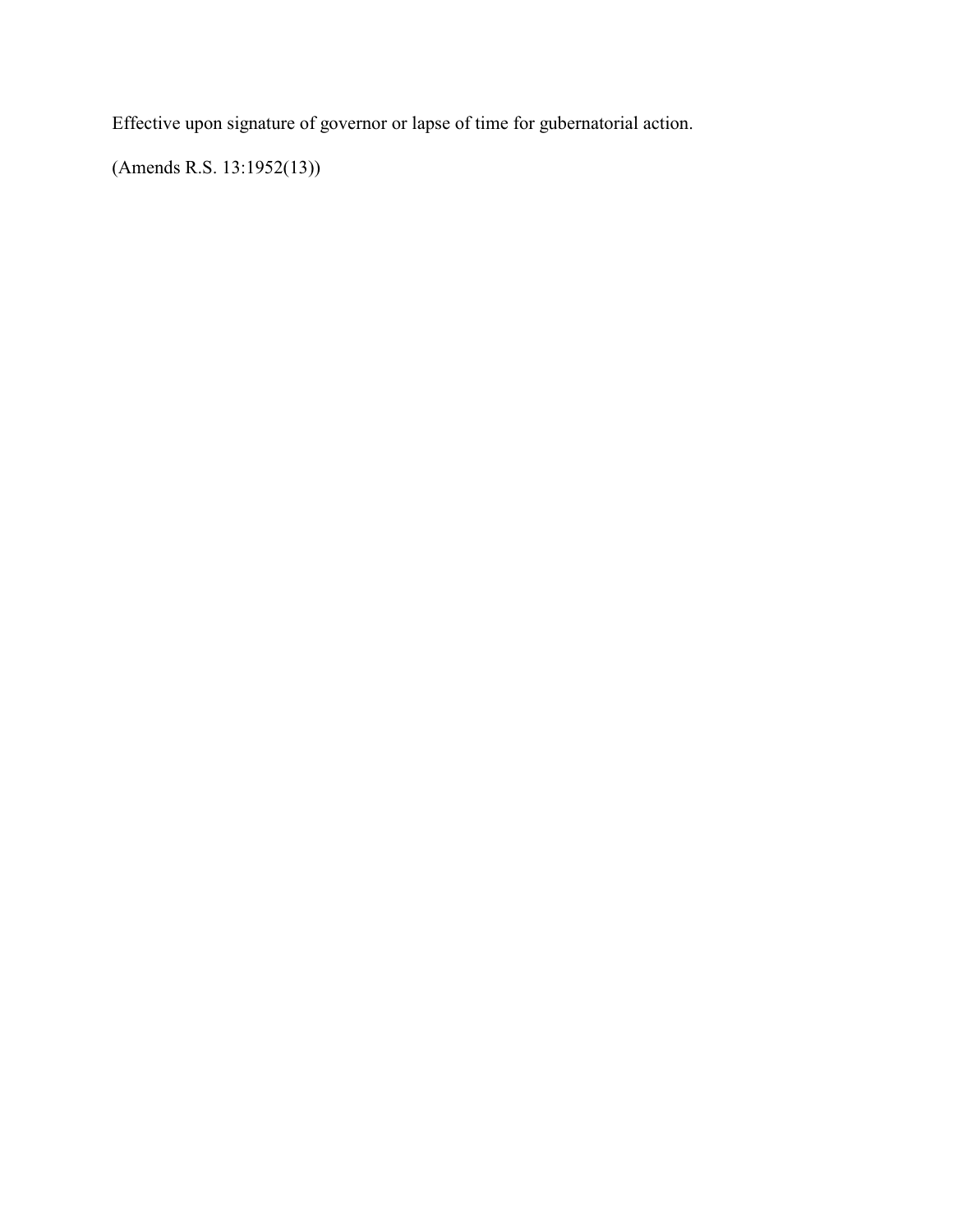Effective upon signature of governor or lapse of time for gubernatorial action.

(Amends R.S. 13:1952(13))